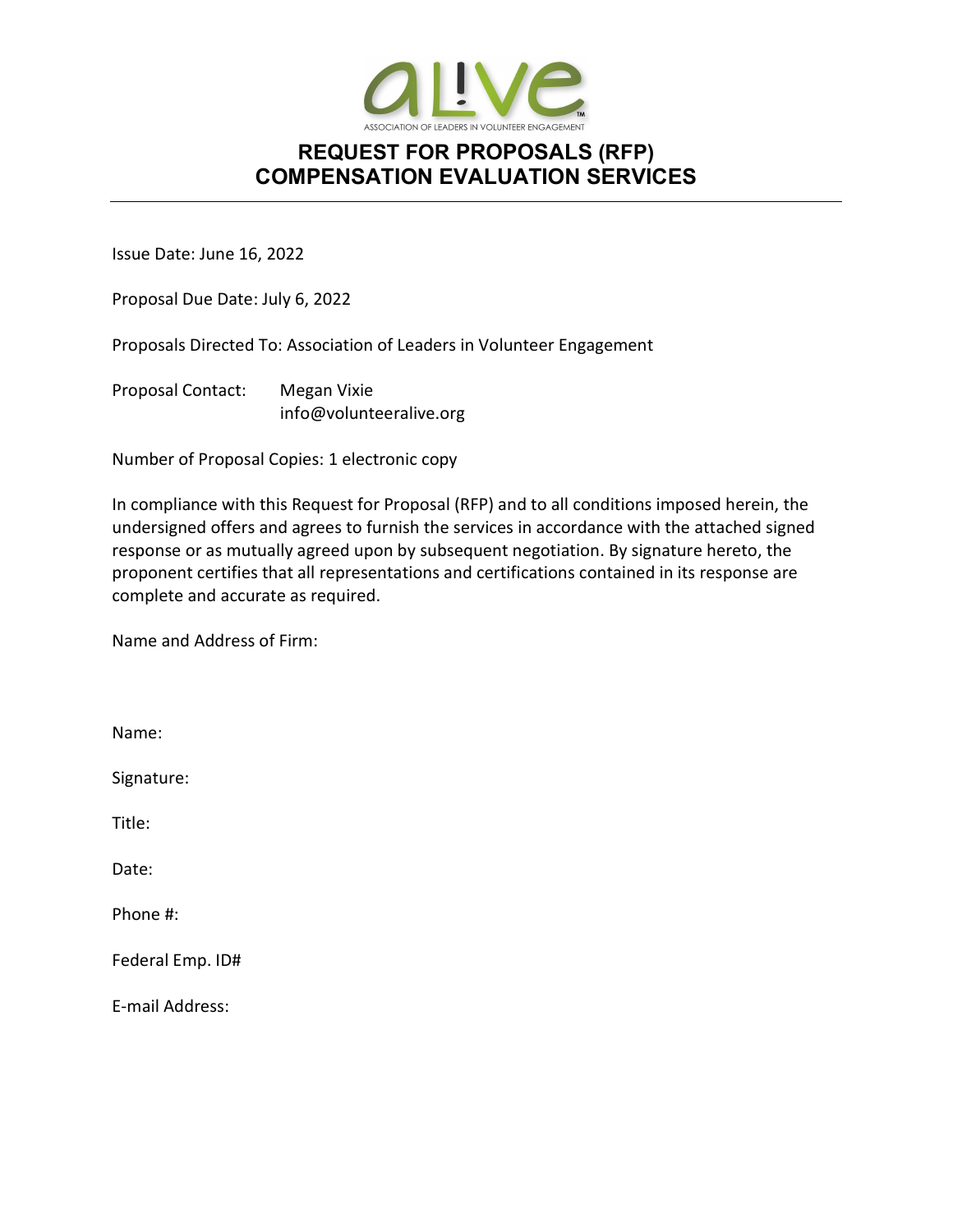aLIVE

ASSOCIATION OF LEADERS IN VOLUNTEER ENGAGEMENT

# REQUEST FOR PROPOSALS (RFP)
# COMPENSATION EVALUATION SERVICES

---

Issue Date: June 16, 2022

Proposal Due Date: July 6, 2022

Proposals Directed To: Association of Leaders in Volunteer Engagement

Proposal Contact: Megan Vixie
info@volunteeralive.org

Number of Proposal Copies: 1 electronic copy

In compliance with this Request for Proposal (RFP) and to all conditions imposed herein, the undersigned offers and agrees to furnish the services in accordance with the attached signed response or as mutually agreed upon by subsequent negotiation. By signature hereto, the proponent certifies that all representations and certifications contained in its response are complete and accurate as required.

Name and Address of Firm:

Name:

Signature:

Title:

Date:

Phone #:

Federal Emp. ID#

E-mail Address: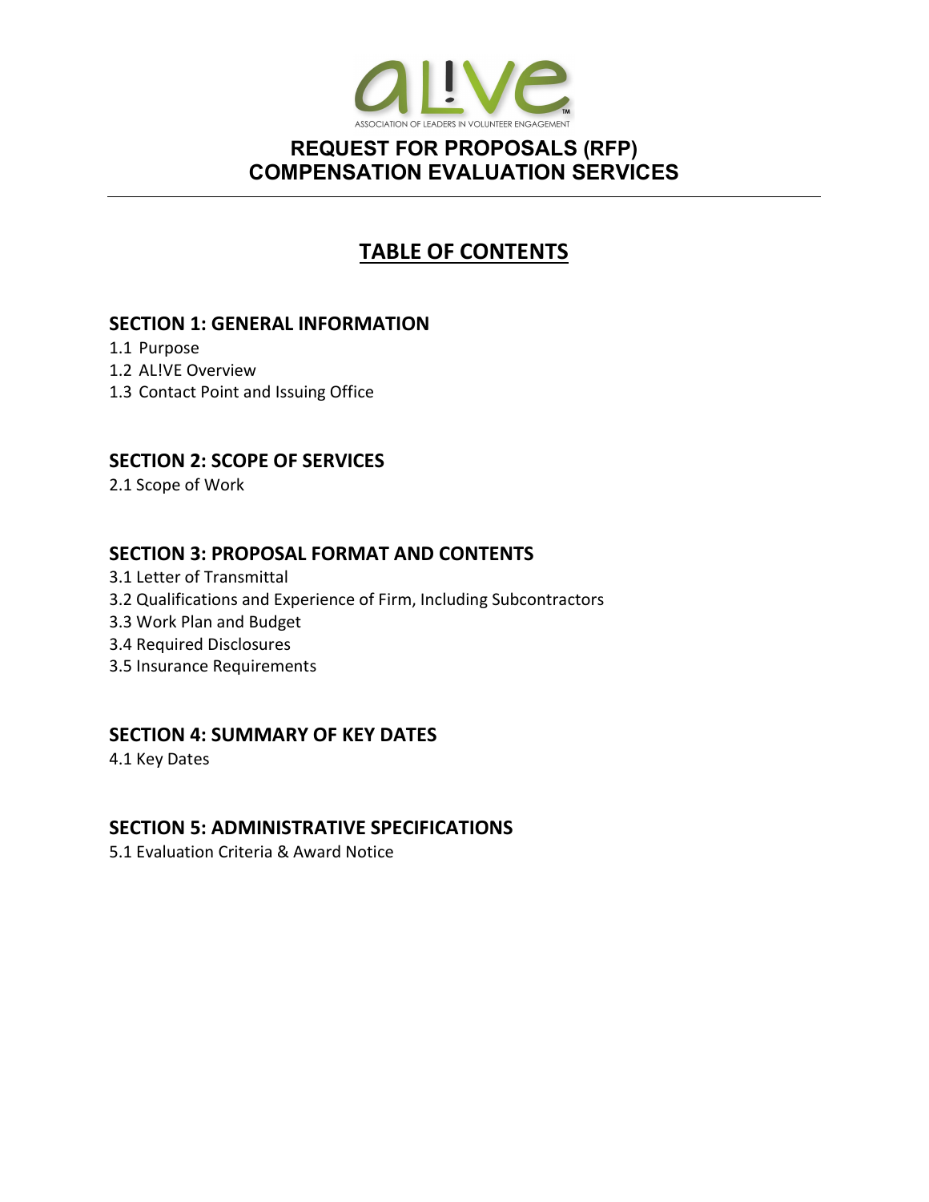ASSOCIATION OF LEADERS IN VOLUNTEER ENGAGEMENT

# REQUEST FOR PROPOSALS (RFP) COMPENSATION EVALUATION SERVICES

## TABLE OF CONTENTS

### SECTION 1: GENERAL INFORMATION

1.1 Purpose
1.2 AL!VE Overview
1.3 Contact Point and Issuing Office

### SECTION 2: SCOPE OF SERVICES

2.1 Scope of Work

### SECTION 3: PROPOSAL FORMAT AND CONTENTS

3.1 Letter of Transmittal
3.2 Qualifications and Experience of Firm, Including Subcontractors
3.3 Work Plan and Budget
3.4 Required Disclosures
3.5 Insurance Requirements

### SECTION 4: SUMMARY OF KEY DATES

4.1 Key Dates

### SECTION 5: ADMINISTRATIVE SPECIFICATIONS

5.1 Evaluation Criteria & Award Notice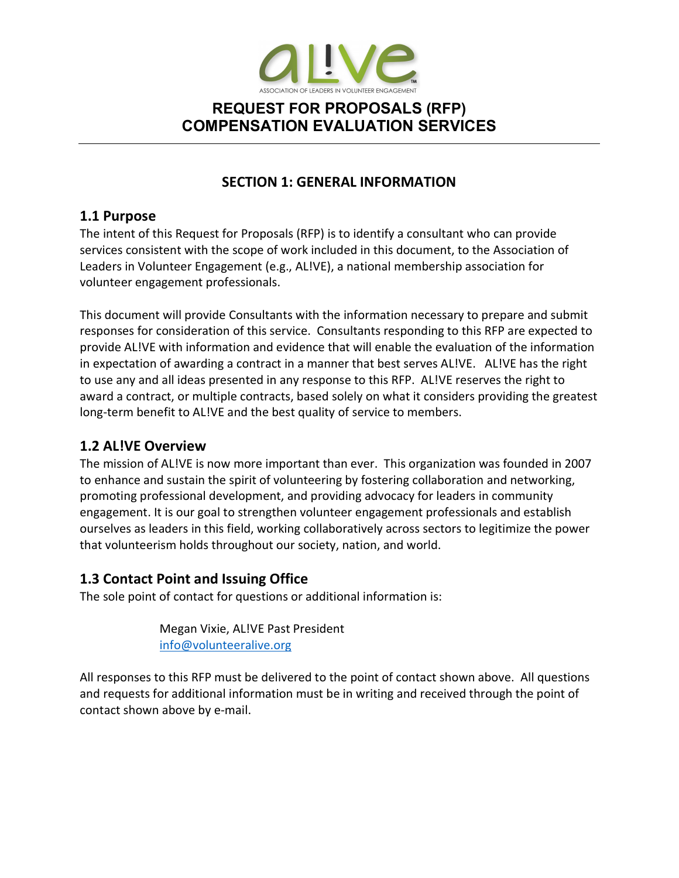ASSOCIATION OF LEADERS IN VOLUNTEER ENGAGEMENT

# REQUEST FOR PROPOSALS (RFP)
# COMPENSATION EVALUATION SERVICES

## SECTION 1: GENERAL INFORMATION

### 1.1 Purpose

The intent of this Request for Proposals (RFP) is to identify a consultant who can provide services consistent with the scope of work included in this document, to the Association of Leaders in Volunteer Engagement (e.g., AL!VE), a national membership association for volunteer engagement professionals.

This document will provide Consultants with the information necessary to prepare and submit responses for consideration of this service. Consultants responding to this RFP are expected to provide AL!VE with information and evidence that will enable the evaluation of the information in expectation of awarding a contract in a manner that best serves AL!VE. AL!VE has the right to use any and all ideas presented in any response to this RFP. AL!VE reserves the right to award a contract, or multiple contracts, based solely on what it considers providing the greatest long-term benefit to AL!VE and the best quality of service to members.

### 1.2 AL!VE Overview

The mission of AL!VE is now more important than ever. This organization was founded in 2007 to enhance and sustain the spirit of volunteering by fostering collaboration and networking, promoting professional development, and providing advocacy for leaders in community engagement. It is our goal to strengthen volunteer engagement professionals and establish ourselves as leaders in this field, working collaboratively across sectors to legitimize the power that volunteerism holds throughout our society, nation, and world.

### 1.3 Contact Point and Issuing Office

The sole point of contact for questions or additional information is:

> Megan Vixie, AL!VE Past President
> info@volunteeralive.org

All responses to this RFP must be delivered to the point of contact shown above. All questions and requests for additional information must be in writing and received through the point of contact shown above by e-mail.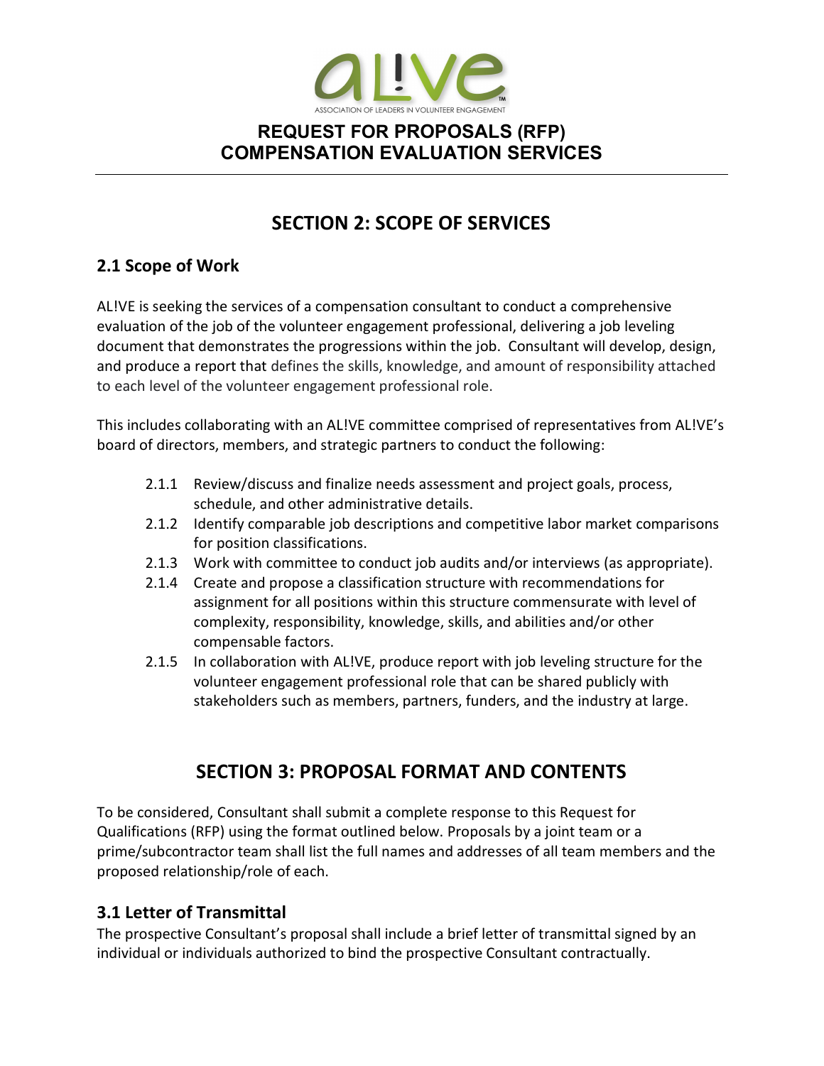**REQUEST FOR PROPOSALS (RFP)**
**COMPENSATION EVALUATION SERVICES**

## SECTION 2: SCOPE OF SERVICES

### 2.1 Scope of Work

AL!VE is seeking the services of a compensation consultant to conduct a comprehensive evaluation of the job of the volunteer engagement professional, delivering a job leveling document that demonstrates the progressions within the job. Consultant will develop, design, and produce a report that defines the skills, knowledge, and amount of responsibility attached to each level of the volunteer engagement professional role.

This includes collaborating with an AL!VE committee comprised of representatives from AL!VE's board of directors, members, and strategic partners to conduct the following:

- 2.1.1 Review/discuss and finalize needs assessment and project goals, process, schedule, and other administrative details.
- 2.1.2 Identify comparable job descriptions and competitive labor market comparisons for position classifications.
- 2.1.3 Work with committee to conduct job audits and/or interviews (as appropriate).
- 2.1.4 Create and propose a classification structure with recommendations for assignment for all positions within this structure commensurate with level of complexity, responsibility, knowledge, skills, and abilities and/or other compensable factors.
- 2.1.5 In collaboration with AL!VE, produce report with job leveling structure for the volunteer engagement professional role that can be shared publicly with stakeholders such as members, partners, funders, and the industry at large.

## SECTION 3: PROPOSAL FORMAT AND CONTENTS

To be considered, Consultant shall submit a complete response to this Request for Qualifications (RFP) using the format outlined below. Proposals by a joint team or a prime/subcontractor team shall list the full names and addresses of all team members and the proposed relationship/role of each.

### 3.1 Letter of Transmittal

The prospective Consultant's proposal shall include a brief letter of transmittal signed by an individual or individuals authorized to bind the prospective Consultant contractually.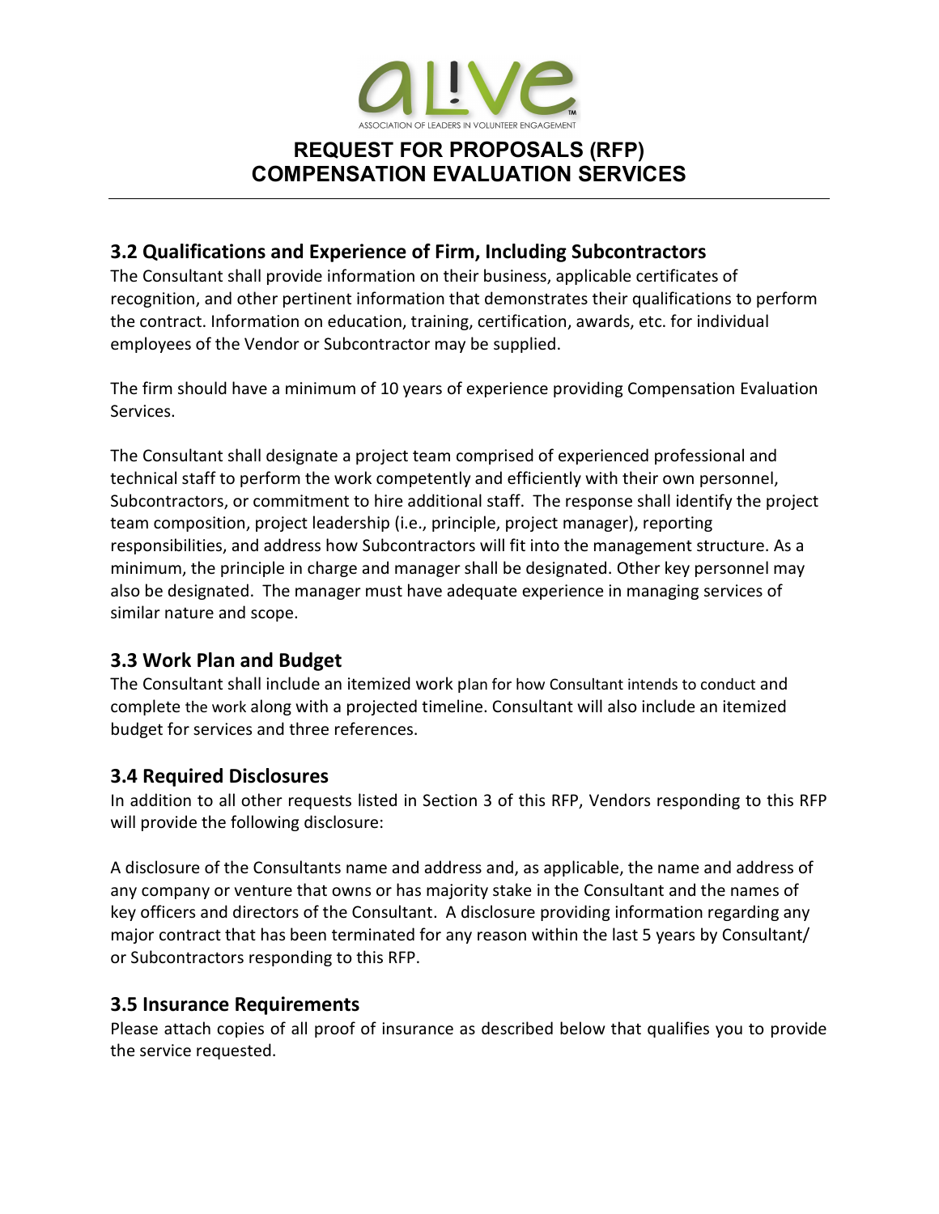## 3.2 Qualifications and Experience of Firm, Including Subcontractors

The Consultant shall provide information on their business, applicable certificates of recognition, and other pertinent information that demonstrates their qualifications to perform the contract. Information on education, training, certification, awards, etc. for individual employees of the Vendor or Subcontractor may be supplied.

The firm should have a minimum of 10 years of experience providing Compensation Evaluation Services.

The Consultant shall designate a project team comprised of experienced professional and technical staff to perform the work competently and efficiently with their own personnel, Subcontractors, or commitment to hire additional staff. The response shall identify the project team composition, project leadership (i.e., principle, project manager), reporting responsibilities, and address how Subcontractors will fit into the management structure. As a minimum, the principle in charge and manager shall be designated. Other key personnel may also be designated. The manager must have adequate experience in managing services of similar nature and scope.

## 3.3 Work Plan and Budget

The Consultant shall include an itemized work plan for how Consultant intends to conduct and complete the work along with a projected timeline. Consultant will also include an itemized budget for services and three references.

## 3.4 Required Disclosures

In addition to all other requests listed in Section 3 of this RFP, Vendors responding to this RFP will provide the following disclosure:

A disclosure of the Consultants name and address and, as applicable, the name and address of any company or venture that owns or has majority stake in the Consultant and the names of key officers and directors of the Consultant. A disclosure providing information regarding any major contract that has been terminated for any reason within the last 5 years by Consultant/ or Subcontractors responding to this RFP.

## 3.5 Insurance Requirements

Please attach copies of all proof of insurance as described below that qualifies you to provide the service requested.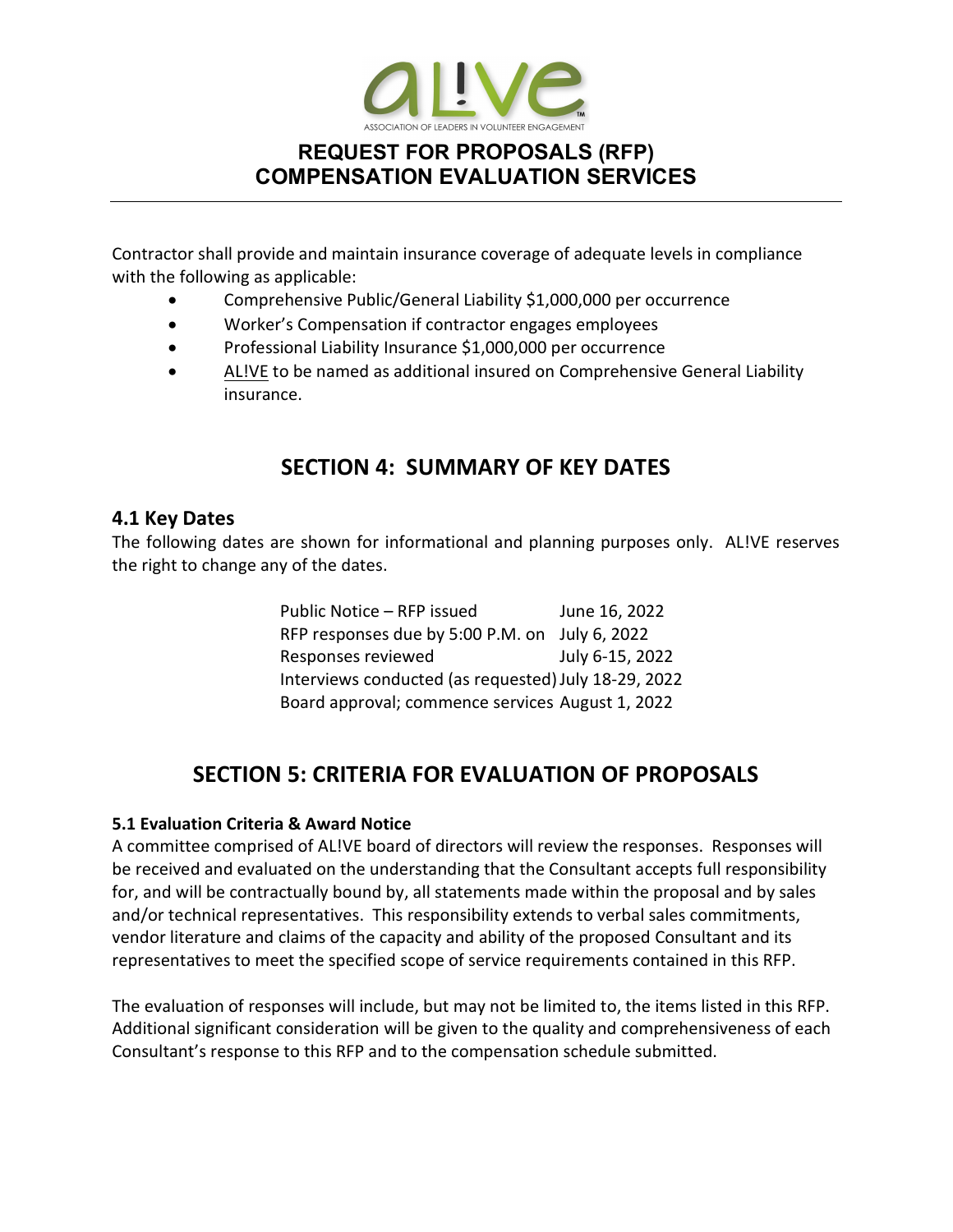Contractor shall provide and maintain insurance coverage of adequate levels in compliance with the following as applicable:

- Comprehensive Public/General Liability $1,000,000 per occurrence
- Worker's Compensation if contractor engages employees
- Professional Liability Insurance $1,000,000 per occurrence
- AL!VE to be named as additional insured on Comprehensive General Liability insurance.

## SECTION 4: SUMMARY OF KEY DATES

### 4.1 Key Dates

The following dates are shown for informational and planning purposes only. AL!VE reserves the right to change any of the dates.

| | |
|---|---|
| Public Notice – RFP issued | June 16, 2022 |
| RFP responses due by 5:00 P.M. on | July 6, 2022 |
| Responses reviewed | July 6-15, 2022 |
| Interviews conducted (as requested) | July 18-29, 2022 |
| Board approval; commence services | August 1, 2022 |

## SECTION 5: CRITERIA FOR EVALUATION OF PROPOSALS

**5.1 Evaluation Criteria & Award Notice**

A committee comprised of AL!VE board of directors will review the responses. Responses will be received and evaluated on the understanding that the Consultant accepts full responsibility for, and will be contractually bound by, all statements made within the proposal and by sales and/or technical representatives. This responsibility extends to verbal sales commitments, vendor literature and claims of the capacity and ability of the proposed Consultant and its representatives to meet the specified scope of service requirements contained in this RFP.

The evaluation of responses will include, but may not be limited to, the items listed in this RFP. Additional significant consideration will be given to the quality and comprehensiveness of each Consultant's response to this RFP and to the compensation schedule submitted.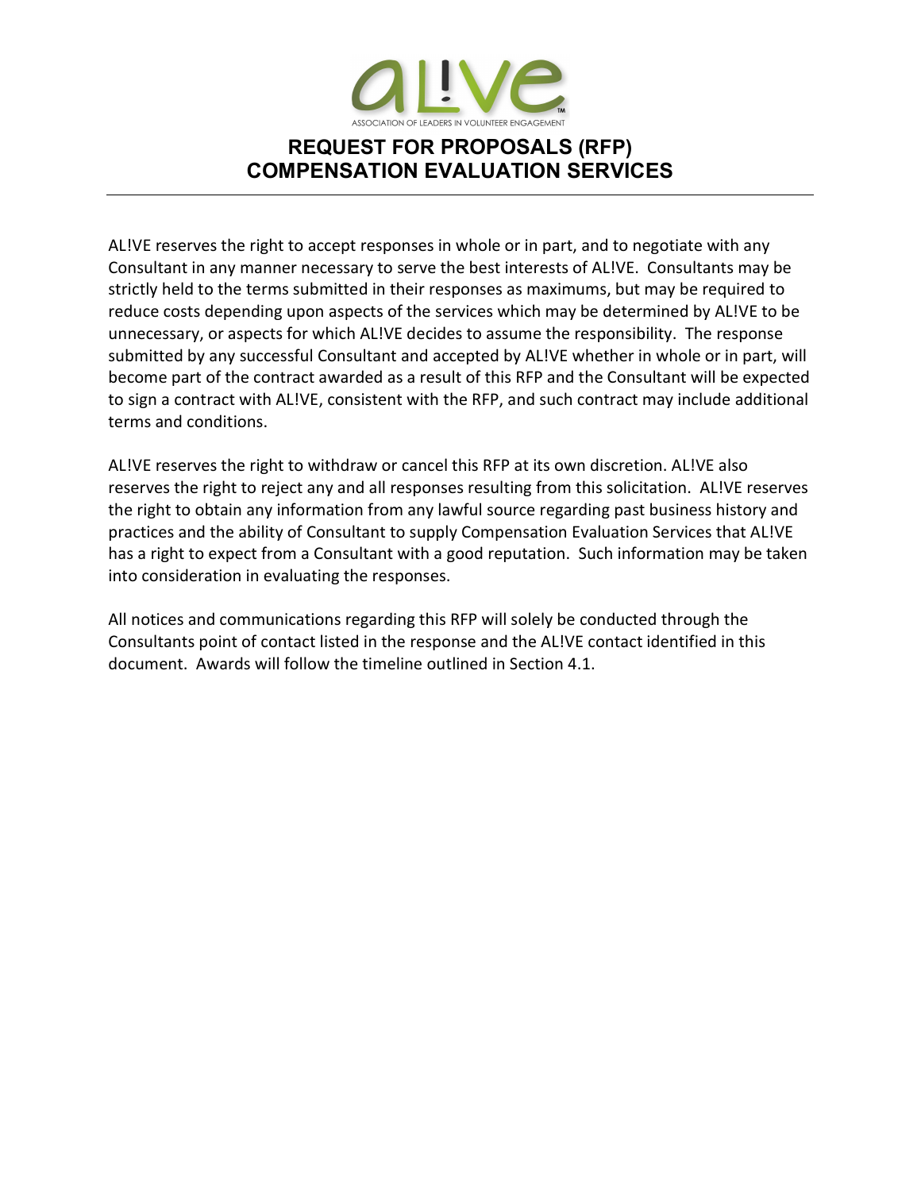AL!VE reserves the right to accept responses in whole or in part, and to negotiate with any Consultant in any manner necessary to serve the best interests of AL!VE. Consultants may be strictly held to the terms submitted in their responses as maximums, but may be required to reduce costs depending upon aspects of the services which may be determined by AL!VE to be unnecessary, or aspects for which AL!VE decides to assume the responsibility. The response submitted by any successful Consultant and accepted by AL!VE whether in whole or in part, will become part of the contract awarded as a result of this RFP and the Consultant will be expected to sign a contract with AL!VE, consistent with the RFP, and such contract may include additional terms and conditions.

AL!VE reserves the right to withdraw or cancel this RFP at its own discretion. AL!VE also reserves the right to reject any and all responses resulting from this solicitation. AL!VE reserves the right to obtain any information from any lawful source regarding past business history and practices and the ability of Consultant to supply Compensation Evaluation Services that AL!VE has a right to expect from a Consultant with a good reputation. Such information may be taken into consideration in evaluating the responses.

All notices and communications regarding this RFP will solely be conducted through the Consultants point of contact listed in the response and the AL!VE contact identified in this document. Awards will follow the timeline outlined in Section 4.1.